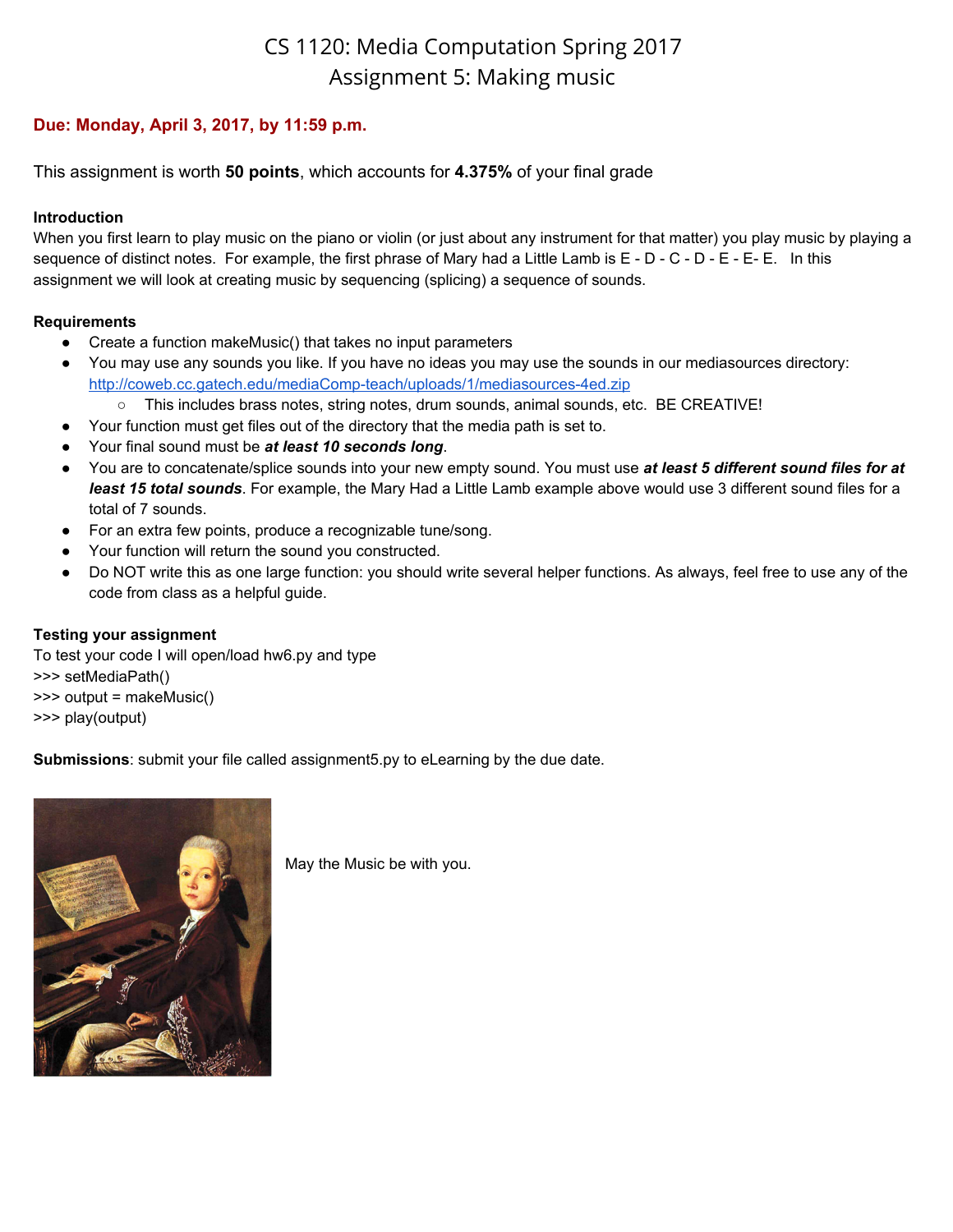# CS 1120: Media Computation Spring 2017
## Assignment 5: Making music

**Due: Monday, April 3, 2017, by 11:59 p.m.**

This assignment is worth **50 points**, which accounts for **4.375%** of your final grade

**Introduction**

When you first learn to play music on the piano or violin (or just about any instrument for that matter) you play music by playing a sequence of distinct notes. For example, the first phrase of Mary had a Little Lamb is E - D - C - D - E - E- E. In this assignment we will look at creating music by sequencing (splicing) a sequence of sounds.

**Requirements**

- Create a function makeMusic() that takes no input parameters
- You may use any sounds you like. If you have no ideas you may use the sounds in our mediasources directory: http://coweb.cc.gatech.edu/mediaComp-teach/uploads/1/mediasources-4ed.zip
  - This includes brass notes, string notes, drum sounds, animal sounds, etc. BE CREATIVE!
- Your function must get files out of the directory that the media path is set to.
- Your final sound must be ***at least 10 seconds long***.
- You are to concatenate/splice sounds into your new empty sound. You must use ***at least 5 different sound files for at least 15 total sounds***. For example, the Mary Had a Little Lamb example above would use 3 different sound files for a total of 7 sounds.
- For an extra few points, produce a recognizable tune/song.
- Your function will return the sound you constructed.
- Do NOT write this as one large function: you should write several helper functions. As always, feel free to use any of the code from class as a helpful guide.

**Testing your assignment**

To test your code I will open/load hw6.py and type

```
>>> setMediaPath()
>>> output = makeMusic()
>>> play(output)
```

**Submissions**: submit your file called assignment5.py to eLearning by the due date.

May the Music be with you.